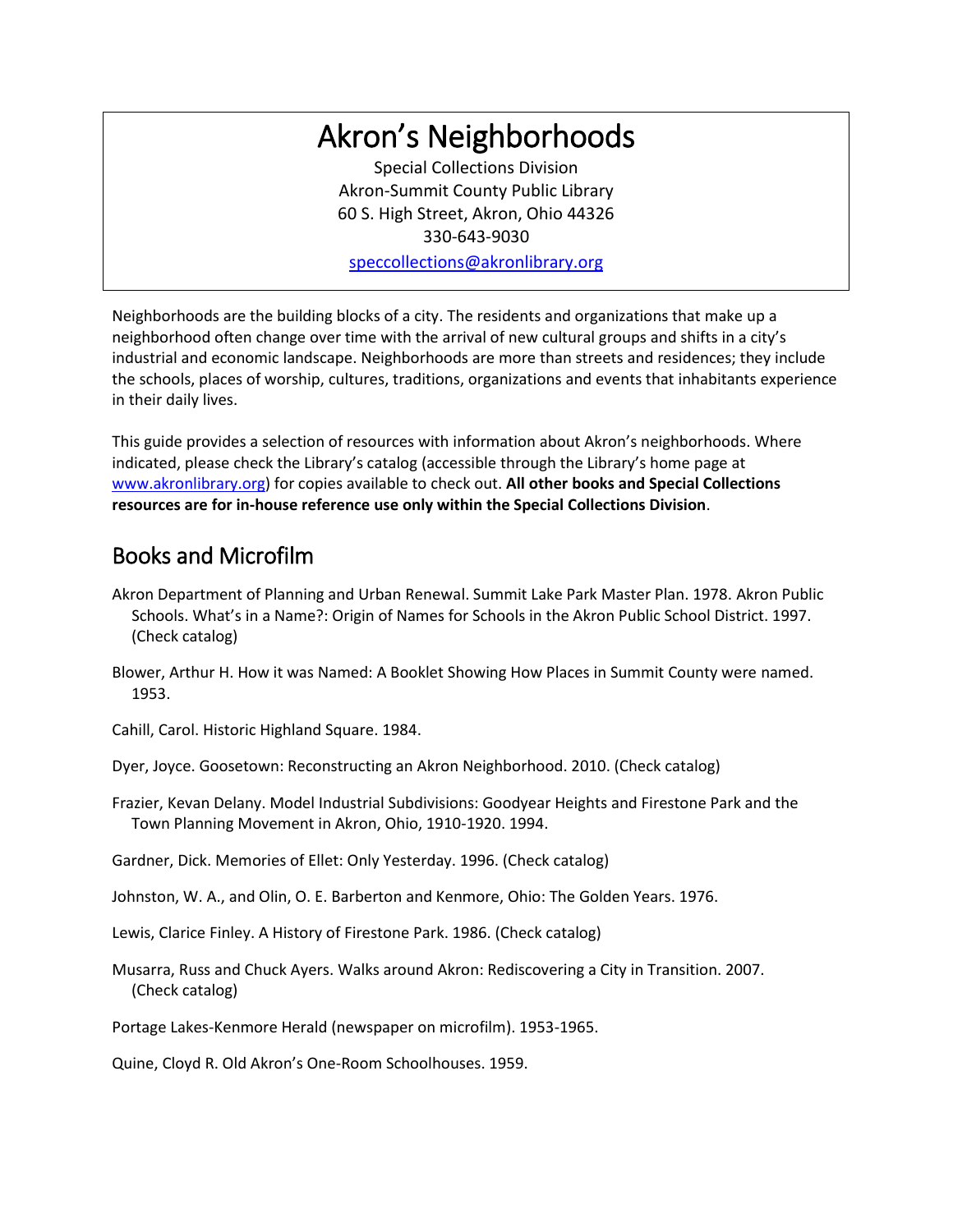# Akron's Neighborhoods

Special Collections Division
Akron-Summit County Public Library
60 S. High Street, Akron, Ohio 44326
330-643-9030
speccollections@akronlibrary.org

Neighborhoods are the building blocks of a city. The residents and organizations that make up a neighborhood often change over time with the arrival of new cultural groups and shifts in a city's industrial and economic landscape. Neighborhoods are more than streets and residences; they include the schools, places of worship, cultures, traditions, organizations and events that inhabitants experience in their daily lives.

This guide provides a selection of resources with information about Akron's neighborhoods. Where indicated, please check the Library's catalog (accessible through the Library's home page at www.akronlibrary.org) for copies available to check out. **All other books and Special Collections resources are for in-house reference use only within the Special Collections Division**.

## Books and Microfilm

Akron Department of Planning and Urban Renewal. Summit Lake Park Master Plan. 1978. Akron Public Schools. What's in a Name?: Origin of Names for Schools in the Akron Public School District. 1997. (Check catalog)

Blower, Arthur H. How it was Named: A Booklet Showing How Places in Summit County were named. 1953.

Cahill, Carol. Historic Highland Square. 1984.

Dyer, Joyce. Goosetown: Reconstructing an Akron Neighborhood. 2010. (Check catalog)

Frazier, Kevan Delany. Model Industrial Subdivisions: Goodyear Heights and Firestone Park and the Town Planning Movement in Akron, Ohio, 1910-1920. 1994.

Gardner, Dick. Memories of Ellet: Only Yesterday. 1996. (Check catalog)

Johnston, W. A., and Olin, O. E. Barberton and Kenmore, Ohio: The Golden Years. 1976.

Lewis, Clarice Finley. A History of Firestone Park. 1986. (Check catalog)

Musarra, Russ and Chuck Ayers. Walks around Akron: Rediscovering a City in Transition. 2007. (Check catalog)

Portage Lakes-Kenmore Herald (newspaper on microfilm). 1953-1965.

Quine, Cloyd R. Old Akron's One-Room Schoolhouses. 1959.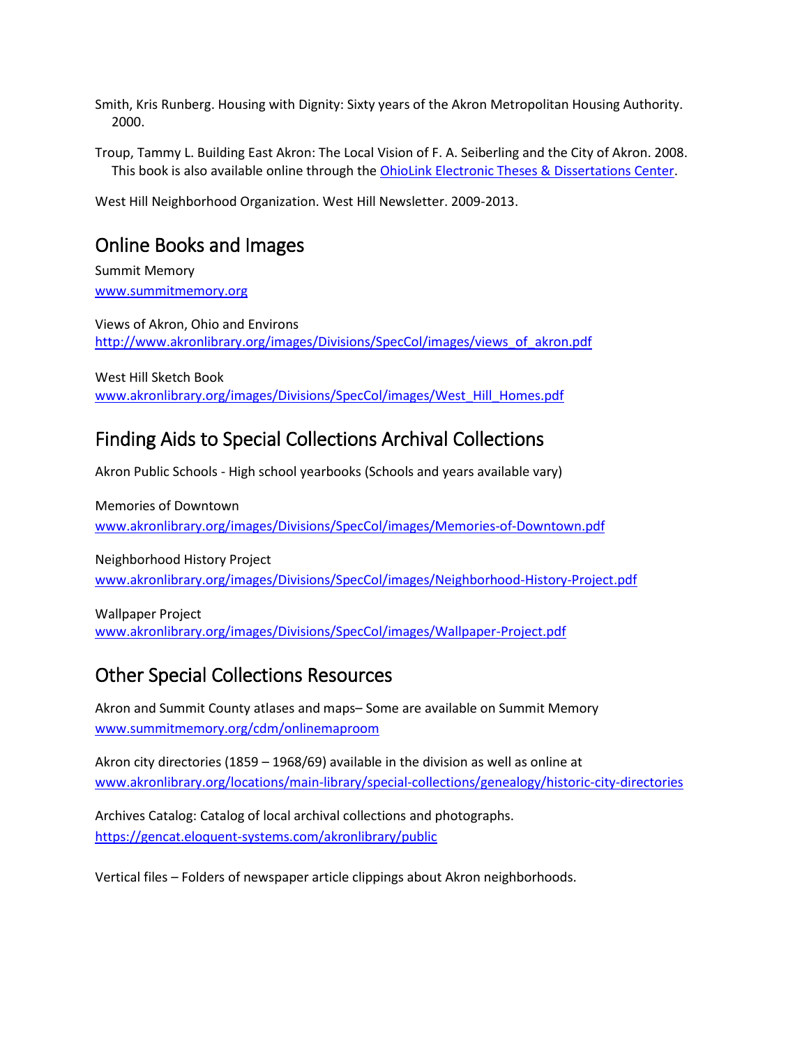Smith, Kris Runberg. Housing with Dignity: Sixty years of the Akron Metropolitan Housing Authority. 2000.

Troup, Tammy L. Building East Akron: The Local Vision of F. A. Seiberling and the City of Akron. 2008. This book is also available online through the [OhioLink Electronic Theses & Dissertations Center](#).

West Hill Neighborhood Organization. West Hill Newsletter. 2009-2013.

## Online Books and Images

Summit Memory
[www.summitmemory.org](http://www.summitmemory.org)

Views of Akron, Ohio and Environs
[http://www.akronlibrary.org/images/Divisions/SpecCol/images/views_of_akron.pdf](http://www.akronlibrary.org/images/Divisions/SpecCol/images/views_of_akron.pdf)

West Hill Sketch Book
[www.akronlibrary.org/images/Divisions/SpecCol/images/West_Hill_Homes.pdf](http://www.akronlibrary.org/images/Divisions/SpecCol/images/West_Hill_Homes.pdf)

## Finding Aids to Special Collections Archival Collections

Akron Public Schools - High school yearbooks (Schools and years available vary)

Memories of Downtown
[www.akronlibrary.org/images/Divisions/SpecCol/images/Memories-of-Downtown.pdf](http://www.akronlibrary.org/images/Divisions/SpecCol/images/Memories-of-Downtown.pdf)

Neighborhood History Project
[www.akronlibrary.org/images/Divisions/SpecCol/images/Neighborhood-History-Project.pdf](http://www.akronlibrary.org/images/Divisions/SpecCol/images/Neighborhood-History-Project.pdf)

Wallpaper Project
[www.akronlibrary.org/images/Divisions/SpecCol/images/Wallpaper-Project.pdf](http://www.akronlibrary.org/images/Divisions/SpecCol/images/Wallpaper-Project.pdf)

## Other Special Collections Resources

Akron and Summit County atlases and maps– Some are available on Summit Memory
[www.summitmemory.org/cdm/onlinemaproom](http://www.summitmemory.org/cdm/onlinemaproom)

Akron city directories (1859 – 1968/69) available in the division as well as online at
[www.akronlibrary.org/locations/main-library/special-collections/genealogy/historic-city-directories](http://www.akronlibrary.org/locations/main-library/special-collections/genealogy/historic-city-directories)

Archives Catalog: Catalog of local archival collections and photographs.
[https://gencat.eloquent-systems.com/akronlibrary/public](https://gencat.eloquent-systems.com/akronlibrary/public)

Vertical files – Folders of newspaper article clippings about Akron neighborhoods.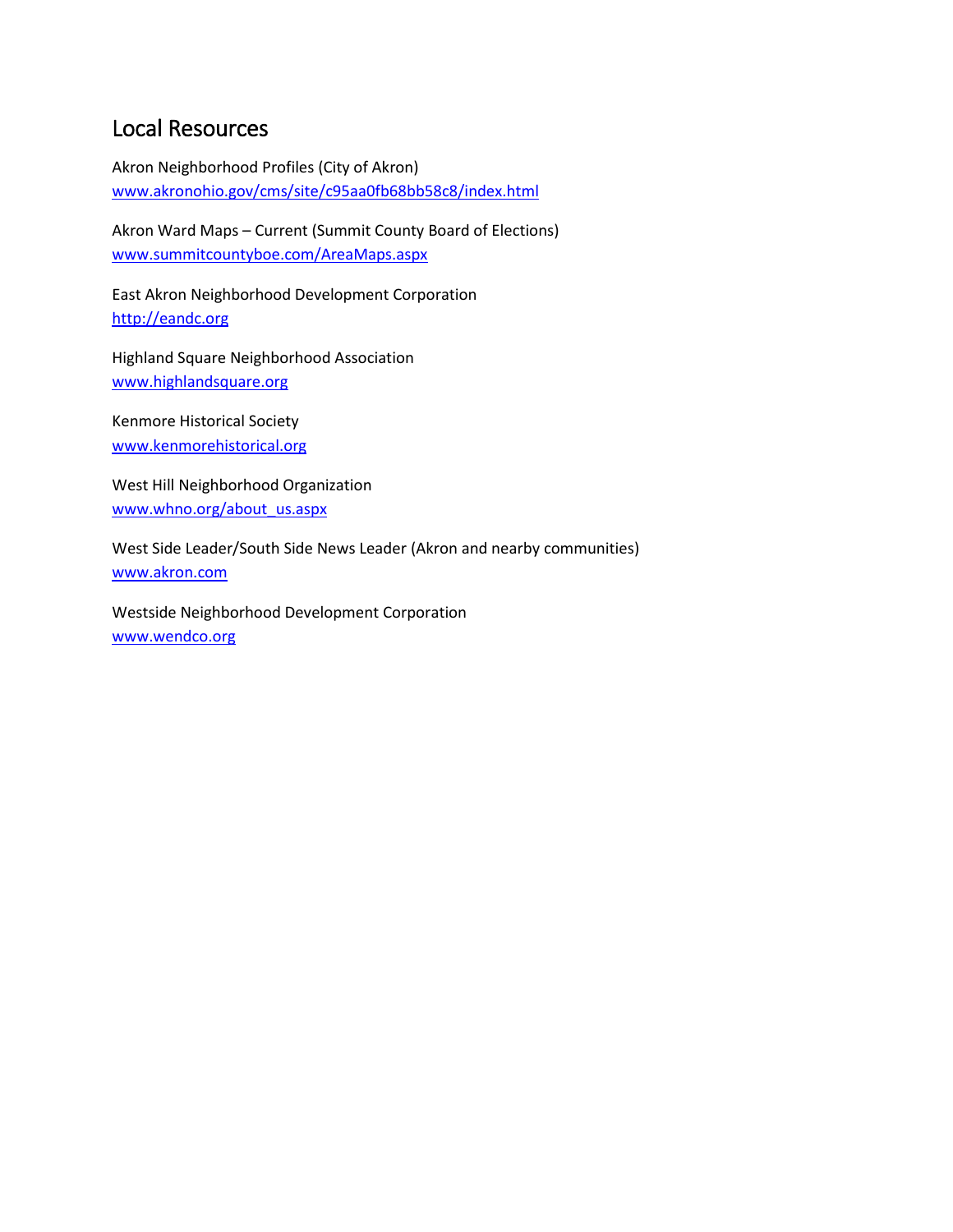## Local Resources

Akron Neighborhood Profiles (City of Akron)
www.akronohio.gov/cms/site/c95aa0fb68bb58c8/index.html

Akron Ward Maps – Current (Summit County Board of Elections)
www.summitcountyboe.com/AreaMaps.aspx

East Akron Neighborhood Development Corporation
http://eandc.org

Highland Square Neighborhood Association
www.highlandsquare.org

Kenmore Historical Society
www.kenmorehistorical.org

West Hill Neighborhood Organization
www.whno.org/about_us.aspx

West Side Leader/South Side News Leader (Akron and nearby communities)
www.akron.com

Westside Neighborhood Development Corporation
www.wendco.org